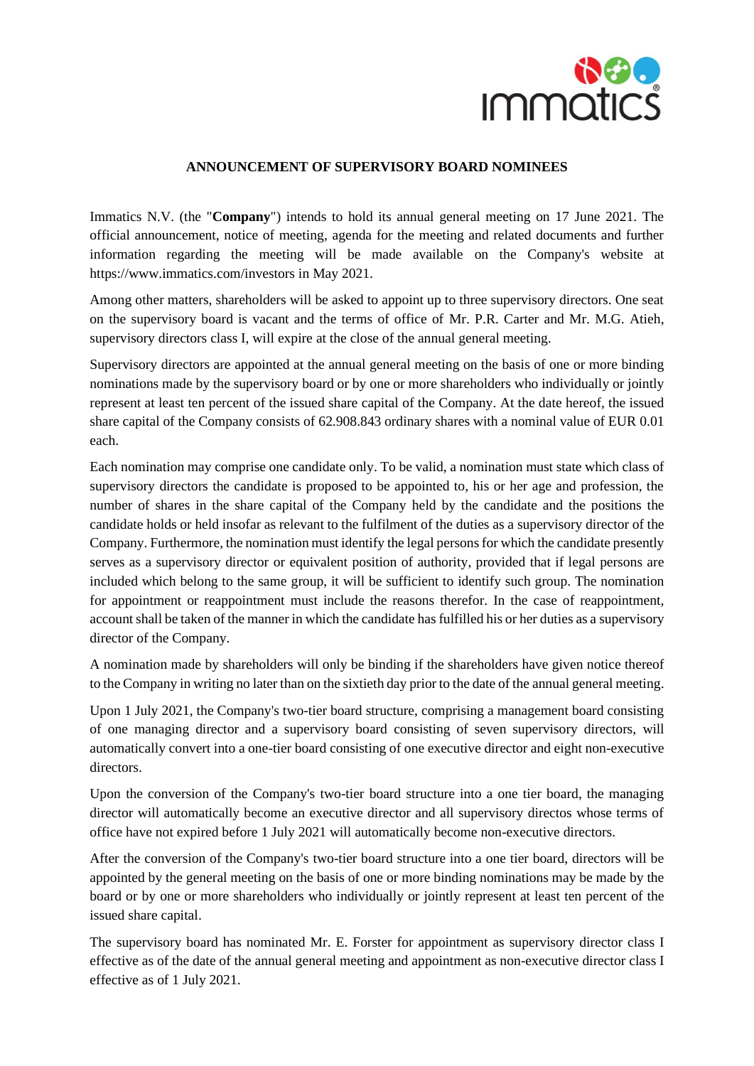**ANNOUNCEMENT OF SUPERVISORY BOARD NOMINEES**

Immatics N.V. (the "**Company**") intends to hold its annual general meeting on 17 June 2021. The official announcement, notice of meeting, agenda for the meeting and related documents and further information regarding the meeting will be made available on the Company's website at https://www.immatics.com/investors in May 2021.

Among other matters, shareholders will be asked to appoint up to three supervisory directors. One seat on the supervisory board is vacant and the terms of office of Mr. P.R. Carter and Mr. M.G. Atieh, supervisory directors class I, will expire at the close of the annual general meeting.

Supervisory directors are appointed at the annual general meeting on the basis of one or more binding nominations made by the supervisory board or by one or more shareholders who individually or jointly represent at least ten percent of the issued share capital of the Company. At the date hereof, the issued share capital of the Company consists of 62.908.843 ordinary shares with a nominal value of EUR 0.01 each.

Each nomination may comprise one candidate only. To be valid, a nomination must state which class of supervisory directors the candidate is proposed to be appointed to, his or her age and profession, the number of shares in the share capital of the Company held by the candidate and the positions the candidate holds or held insofar as relevant to the fulfilment of the duties as a supervisory director of the Company. Furthermore, the nomination must identify the legal persons for which the candidate presently serves as a supervisory director or equivalent position of authority, provided that if legal persons are included which belong to the same group, it will be sufficient to identify such group. The nomination for appointment or reappointment must include the reasons therefor. In the case of reappointment, account shall be taken of the manner in which the candidate has fulfilled his or her duties as a supervisory director of the Company.

A nomination made by shareholders will only be binding if the shareholders have given notice thereof to the Company in writing no later than on the sixtieth day prior to the date of the annual general meeting.

Upon 1 July 2021, the Company's two-tier board structure, comprising a management board consisting of one managing director and a supervisory board consisting of seven supervisory directors, will automatically convert into a one-tier board consisting of one executive director and eight non-executive directors.

Upon the conversion of the Company's two-tier board structure into a one tier board, the managing director will automatically become an executive director and all supervisory directos whose terms of office have not expired before 1 July 2021 will automatically become non-executive directors.

After the conversion of the Company's two-tier board structure into a one tier board, directors will be appointed by the general meeting on the basis of one or more binding nominations may be made by the board or by one or more shareholders who individually or jointly represent at least ten percent of the issued share capital.

The supervisory board has nominated Mr. E. Forster for appointment as supervisory director class I effective as of the date of the annual general meeting and appointment as non-executive director class I effective as of 1 July 2021.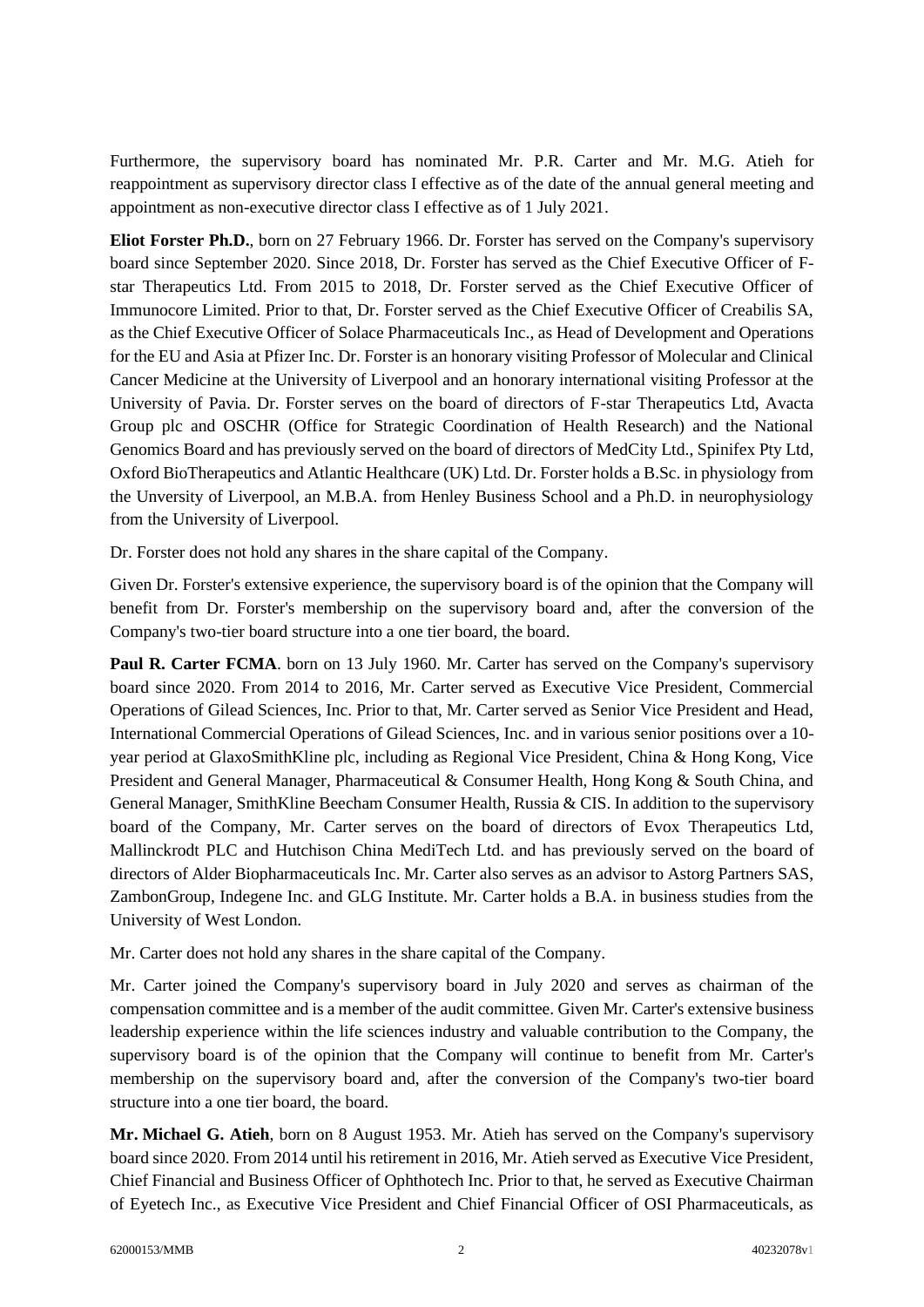Furthermore, the supervisory board has nominated Mr. P.R. Carter and Mr. M.G. Atieh for reappointment as supervisory director class I effective as of the date of the annual general meeting and appointment as non-executive director class I effective as of 1 July 2021.

**Eliot Forster Ph.D.**, born on 27 February 1966. Dr. Forster has served on the Company's supervisory board since September 2020. Since 2018, Dr. Forster has served as the Chief Executive Officer of F-star Therapeutics Ltd. From 2015 to 2018, Dr. Forster served as the Chief Executive Officer of Immunocore Limited. Prior to that, Dr. Forster served as the Chief Executive Officer of Creabilis SA, as the Chief Executive Officer of Solace Pharmaceuticals Inc., as Head of Development and Operations for the EU and Asia at Pfizer Inc. Dr. Forster is an honorary visiting Professor of Molecular and Clinical Cancer Medicine at the University of Liverpool and an honorary international visiting Professor at the University of Pavia. Dr. Forster serves on the board of directors of F-star Therapeutics Ltd, Avacta Group plc and OSCHR (Office for Strategic Coordination of Health Research) and the National Genomics Board and has previously served on the board of directors of MedCity Ltd., Spinifex Pty Ltd, Oxford BioTherapeutics and Atlantic Healthcare (UK) Ltd. Dr. Forster holds a B.Sc. in physiology from the Unversity of Liverpool, an M.B.A. from Henley Business School and a Ph.D. in neurophysiology from the University of Liverpool.

Dr. Forster does not hold any shares in the share capital of the Company.

Given Dr. Forster's extensive experience, the supervisory board is of the opinion that the Company will benefit from Dr. Forster's membership on the supervisory board and, after the conversion of the Company's two-tier board structure into a one tier board, the board.

**Paul R. Carter FCMA**. born on 13 July 1960. Mr. Carter has served on the Company's supervisory board since 2020. From 2014 to 2016, Mr. Carter served as Executive Vice President, Commercial Operations of Gilead Sciences, Inc. Prior to that, Mr. Carter served as Senior Vice President and Head, International Commercial Operations of Gilead Sciences, Inc. and in various senior positions over a 10-year period at GlaxoSmithKline plc, including as Regional Vice President, China & Hong Kong, Vice President and General Manager, Pharmaceutical & Consumer Health, Hong Kong & South China, and General Manager, SmithKline Beecham Consumer Health, Russia & CIS. In addition to the supervisory board of the Company, Mr. Carter serves on the board of directors of Evox Therapeutics Ltd, Mallinckrodt PLC and Hutchison China MediTech Ltd. and has previously served on the board of directors of Alder Biopharmaceuticals Inc. Mr. Carter also serves as an advisor to Astorg Partners SAS, ZambonGroup, Indegene Inc. and GLG Institute. Mr. Carter holds a B.A. in business studies from the University of West London.

Mr. Carter does not hold any shares in the share capital of the Company.

Mr. Carter joined the Company's supervisory board in July 2020 and serves as chairman of the compensation committee and is a member of the audit committee. Given Mr. Carter's extensive business leadership experience within the life sciences industry and valuable contribution to the Company, the supervisory board is of the opinion that the Company will continue to benefit from Mr. Carter's membership on the supervisory board and, after the conversion of the Company's two-tier board structure into a one tier board, the board.

**Mr. Michael G. Atieh**, born on 8 August 1953. Mr. Atieh has served on the Company's supervisory board since 2020. From 2014 until his retirement in 2016, Mr. Atieh served as Executive Vice President, Chief Financial and Business Officer of Ophthotech Inc. Prior to that, he served as Executive Chairman of Eyetech Inc., as Executive Vice President and Chief Financial Officer of OSI Pharmaceuticals, as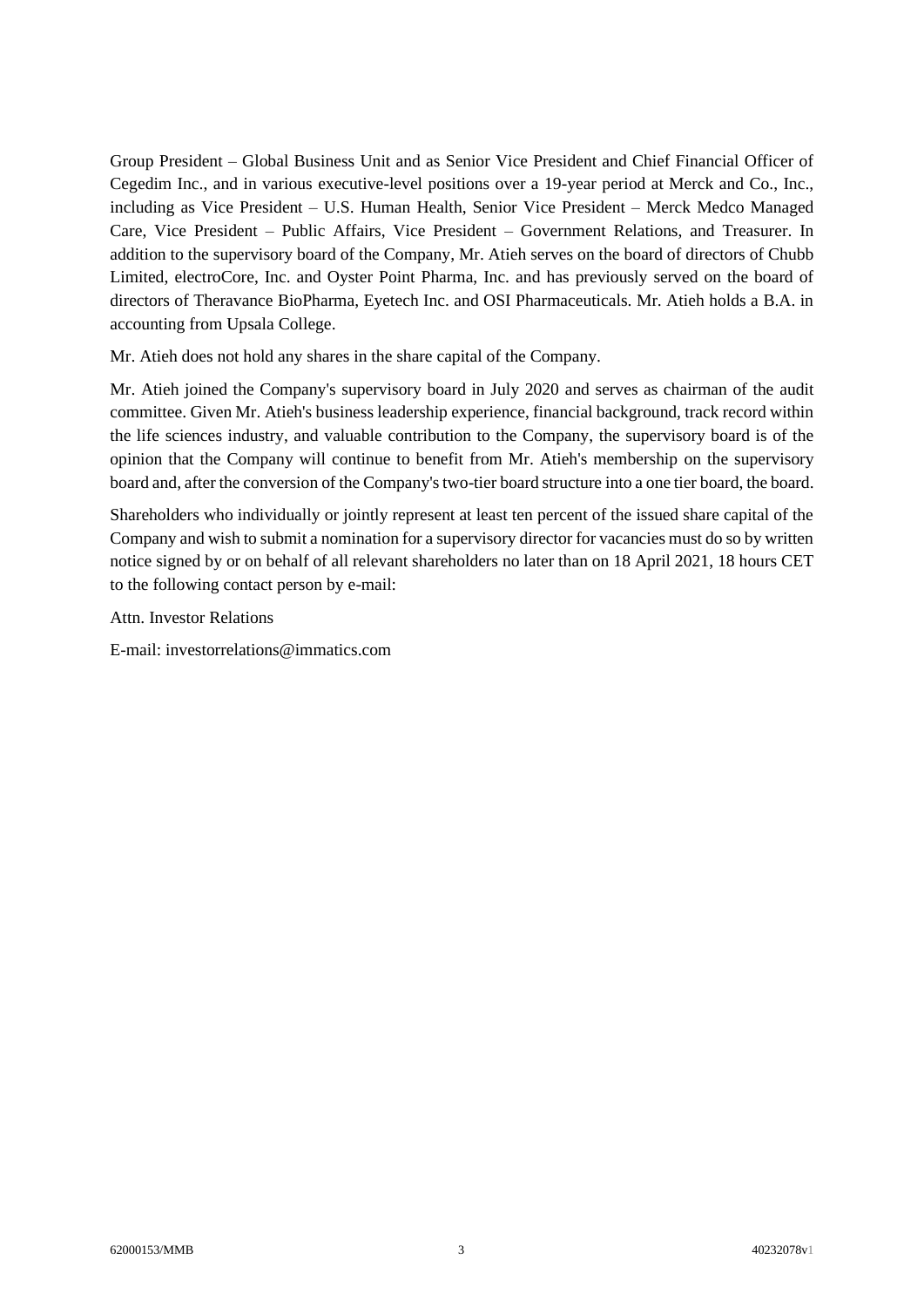Group President – Global Business Unit and as Senior Vice President and Chief Financial Officer of Cegedim Inc., and in various executive-level positions over a 19-year period at Merck and Co., Inc., including as Vice President – U.S. Human Health, Senior Vice President – Merck Medco Managed Care, Vice President – Public Affairs, Vice President – Government Relations, and Treasurer. In addition to the supervisory board of the Company, Mr. Atieh serves on the board of directors of Chubb Limited, electroCore, Inc. and Oyster Point Pharma, Inc. and has previously served on the board of directors of Theravance BioPharma, Eyetech Inc. and OSI Pharmaceuticals. Mr. Atieh holds a B.A. in accounting from Upsala College.

Mr. Atieh does not hold any shares in the share capital of the Company.

Mr. Atieh joined the Company's supervisory board in July 2020 and serves as chairman of the audit committee. Given Mr. Atieh's business leadership experience, financial background, track record within the life sciences industry, and valuable contribution to the Company, the supervisory board is of the opinion that the Company will continue to benefit from Mr. Atieh's membership on the supervisory board and, after the conversion of the Company's two-tier board structure into a one tier board, the board.

Shareholders who individually or jointly represent at least ten percent of the issued share capital of the Company and wish to submit a nomination for a supervisory director for vacancies must do so by written notice signed by or on behalf of all relevant shareholders no later than on 18 April 2021, 18 hours CET to the following contact person by e-mail:

Attn. Investor Relations

E-mail: investorrelations@immatics.com